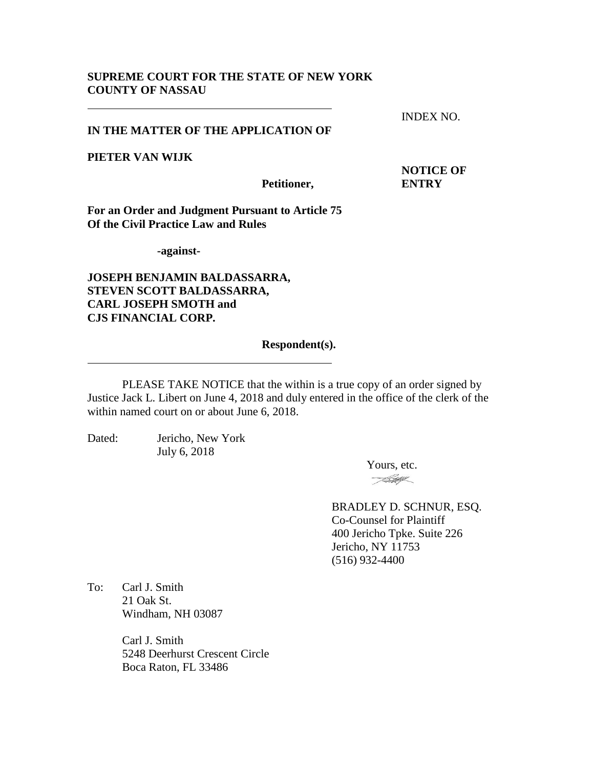**SUPREME COURT FOR THE STATE OF NEW YORK**
**COUNTY OF NASSAU**

---

INDEX NO.

**IN THE MATTER OF THE APPLICATION OF**

**PIETER VAN WIJK**

**Petitioner,**

**NOTICE OF ENTRY**

**For an Order and Judgment Pursuant to Article 75 Of the Civil Practice Law and Rules**

**-against-**

**JOSEPH BENJAMIN BALDASSARRA,**
**STEVEN SCOTT BALDASSARRA,**
**CARL JOSEPH SMOTH and**
**CJS FINANCIAL CORP.**

**Respondent(s).**

---

PLEASE TAKE NOTICE that the within is a true copy of an order signed by Justice Jack L. Libert on June 4, 2018 and duly entered in the office of the clerk of the within named court on or about June 6, 2018.

Dated: Jericho, New York
July 6, 2018

Yours, etc.

BRADLEY D. SCHNUR, ESQ.
Co-Counsel for Plaintiff
400 Jericho Tpke. Suite 226
Jericho, NY 11753
(516) 932-4400

To: Carl J. Smith
21 Oak St.
Windham, NH 03087

Carl J. Smith
5248 Deerhurst Crescent Circle
Boca Raton, FL 33486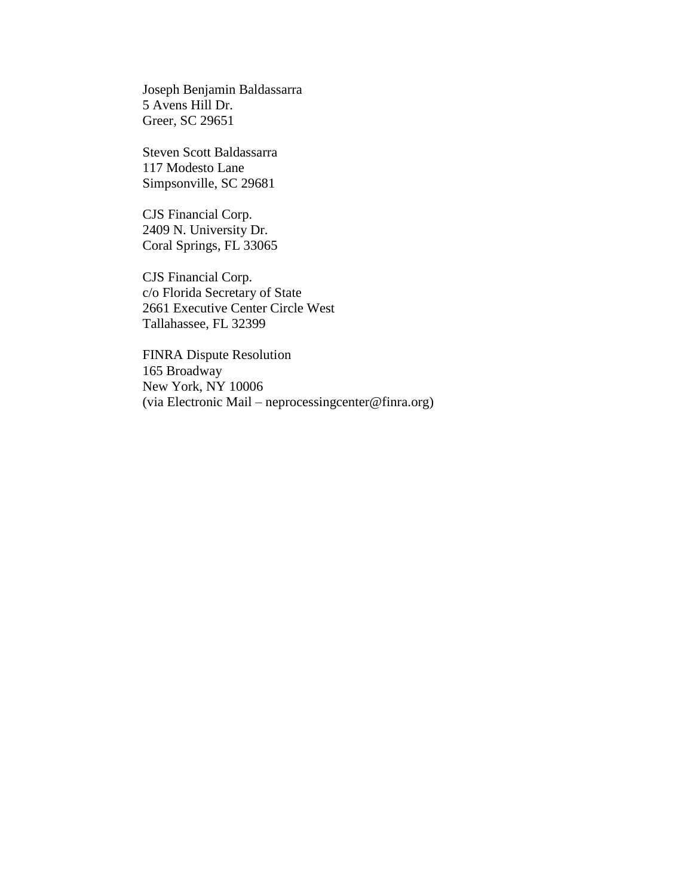Joseph Benjamin Baldassarra
5 Avens Hill Dr.
Greer, SC 29651

Steven Scott Baldassarra
117 Modesto Lane
Simpsonville, SC 29681

CJS Financial Corp.
2409 N. University Dr.
Coral Springs, FL 33065

CJS Financial Corp.
c/o Florida Secretary of State
2661 Executive Center Circle West
Tallahassee, FL 32399

FINRA Dispute Resolution
165 Broadway
New York, NY 10006
(via Electronic Mail – neprocessingcenter@finra.org)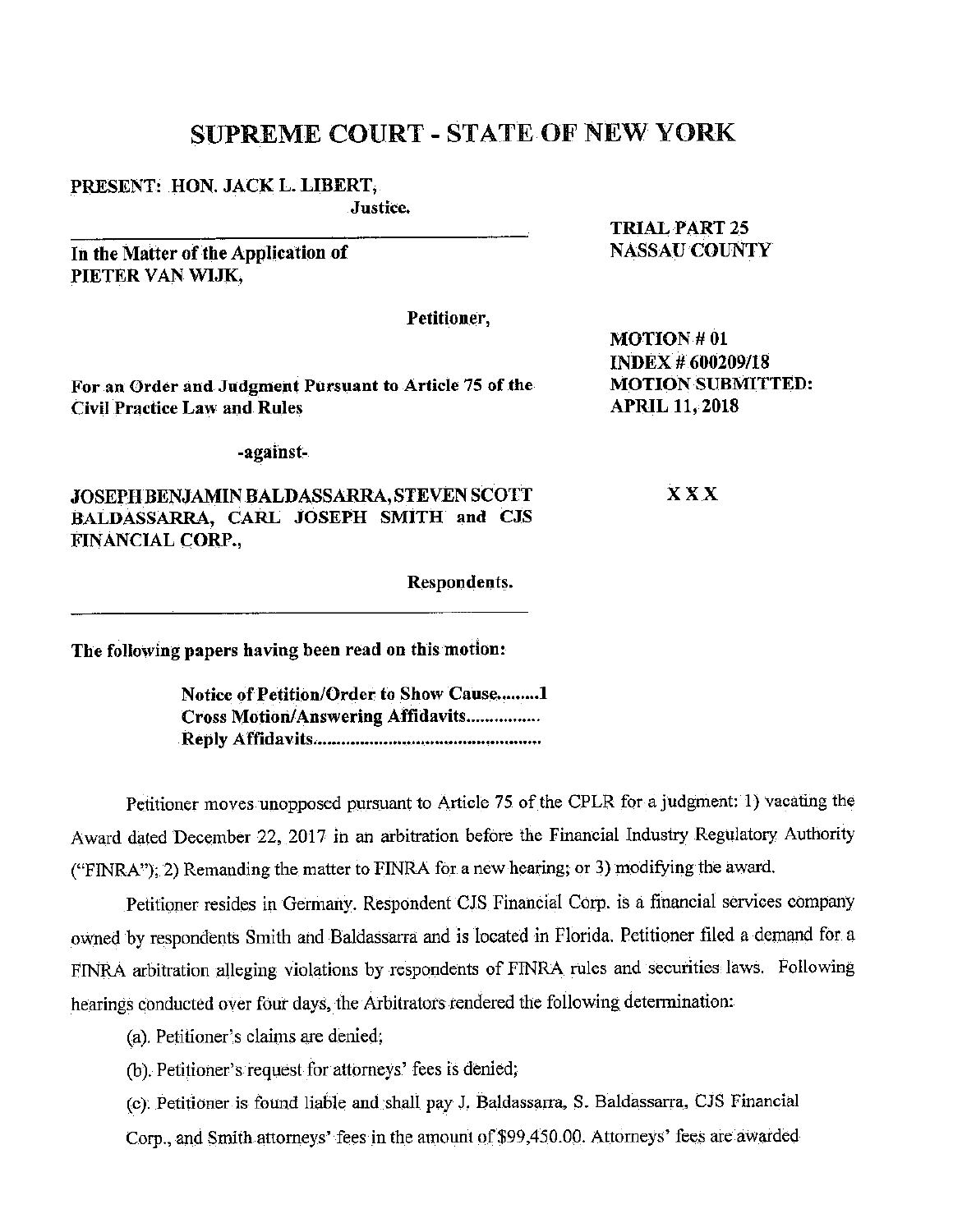# SUPREME COURT - STATE OF NEW YORK

**PRESENT: HON. JACK L. LIBERT,**
**Justice.**

**TRIAL PART 25**
**NASSAU COUNTY**

**In the Matter of the Application of**
**PIETER VAN WIJK,**

**Petitioner,**

**MOTION # 01**
**INDEX # 600209/18**
**MOTION SUBMITTED:**
**APRIL 11, 2018**

**For an Order and Judgment Pursuant to Article 75 of the Civil Practice Law and Rules**

**-against-**

**JOSEPH BENJAMIN BALDASSARRA, STEVEN SCOTT BALDASSARRA, CARL JOSEPH SMITH and CJS FINANCIAL CORP.,**

**X X X**

**Respondents.**

**The following papers having been read on this motion:**

> **Notice of Petition/Order to Show Cause.........1**
> **Cross Motion/Answering Affidavits................**
> **Reply Affidavits................................................**

Petitioner moves unopposed pursuant to Article 75 of the CPLR for a judgment: 1) vacating the Award dated December 22, 2017 in an arbitration before the Financial Industry Regulatory Authority ("FINRA"); 2) Remanding the matter to FINRA for a new hearing; or 3) modifying the award.

Petitioner resides in Germany. Respondent CJS Financial Corp. is a financial services company owned by respondents Smith and Baldassarra and is located in Florida. Petitioner filed a demand for a FINRA arbitration alleging violations by respondents of FINRA rules and securities laws. Following hearings conducted over four days, the Arbitrators rendered the following determination:

(a). Petitioner's claims are denied;

(b). Petitioner's request for attorneys' fees is denied;

(c). Petitioner is found liable and shall pay J. Baldassarra, S. Baldassarra, CJS Financial Corp., and Smith attorneys' fees in the amount of $99,450.00. Attorneys' fees are awarded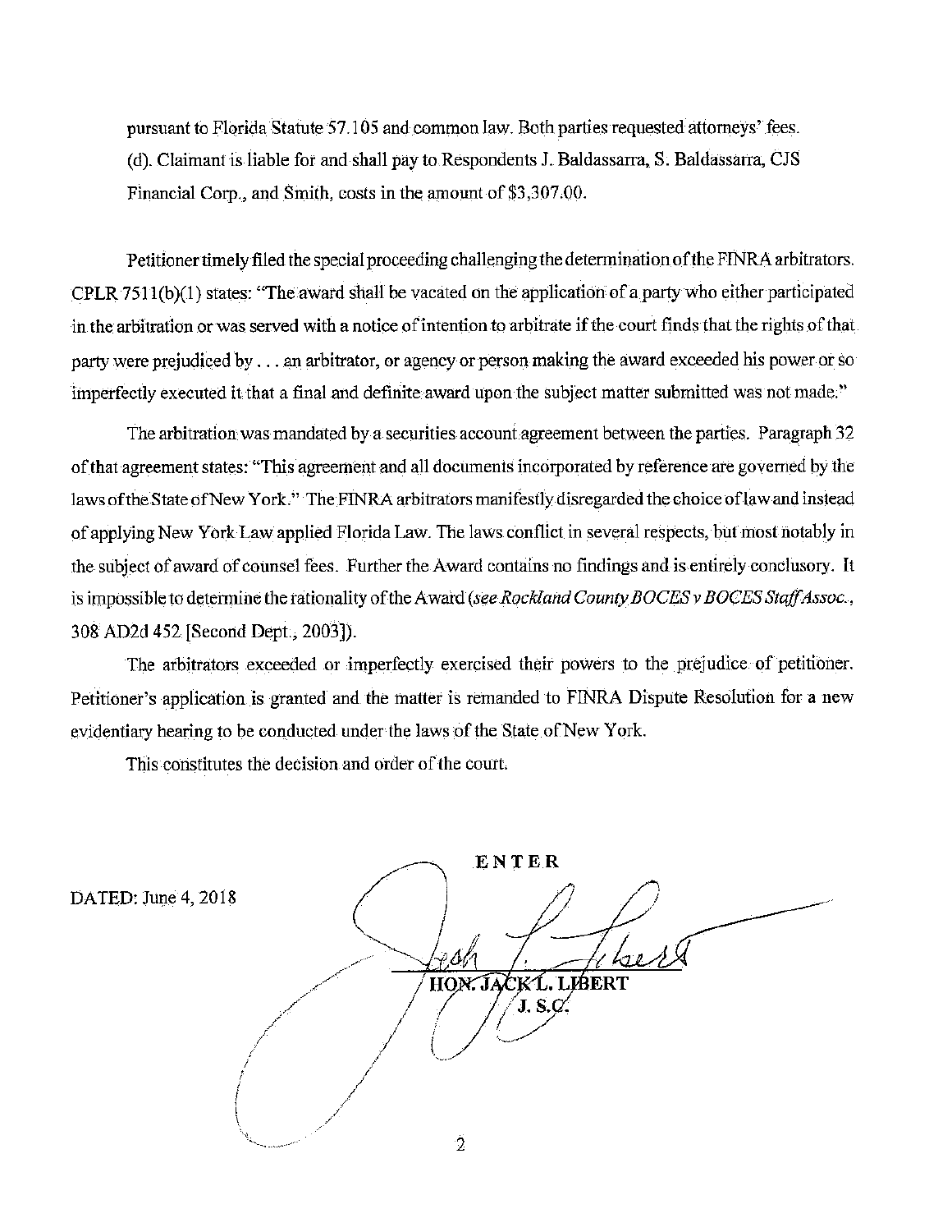pursuant to Florida Statute 57.105 and common law. Both parties requested attorneys' fees.

(d). Claimant is liable for and shall pay to Respondents J. Baldassarra, S. Baldassarra, CJS Financial Corp., and Smith, costs in the amount of $3,307.00.

Petitioner timely filed the special proceeding challenging the determination of the FINRA arbitrators. CPLR 7511(b)(1) states: "The award shall be vacated on the application of a party who either participated in the arbitration or was served with a notice of intention to arbitrate if the court finds that the rights of that party were prejudiced by . . . an arbitrator, or agency or person making the award exceeded his power or so imperfectly executed it that a final and definite award upon the subject matter submitted was not made."

The arbitration was mandated by a securities account agreement between the parties. Paragraph 32 of that agreement states: "This agreement and all documents incorporated by reference are governed by the laws of the State of New York." The FINRA arbitrators manifestly disregarded the choice of law and instead of applying New York Law applied Florida Law. The laws conflict in several respects, but most notably in the subject of award of counsel fees. Further the Award contains no findings and is entirely conclusory. It is impossible to determine the rationality of the Award (*see Rockland County BOCES v BOCES Staff Assoc.*, 308 AD2d 452 [Second Dept., 2003]).

The arbitrators exceeded or imperfectly exercised their powers to the prejudice of petitioner. Petitioner's application is granted and the matter is remanded to FINRA Dispute Resolution for a new evidentiary hearing to be conducted under the laws of the State of New York.

This constitutes the decision and order of the court.

DATED: June 4, 2018

**ENTER**

HON. JACK L. LIBERT

J. S. C.